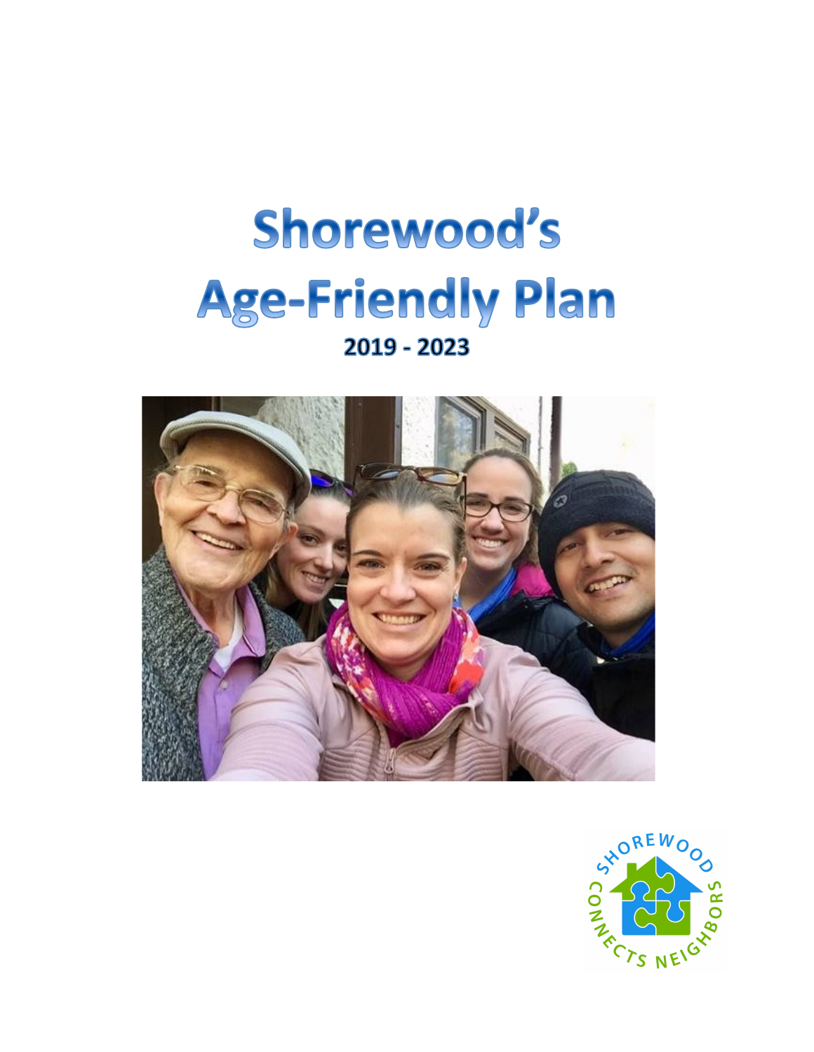# Shorewood's Age-Friendly Plan

## 2019 - 2023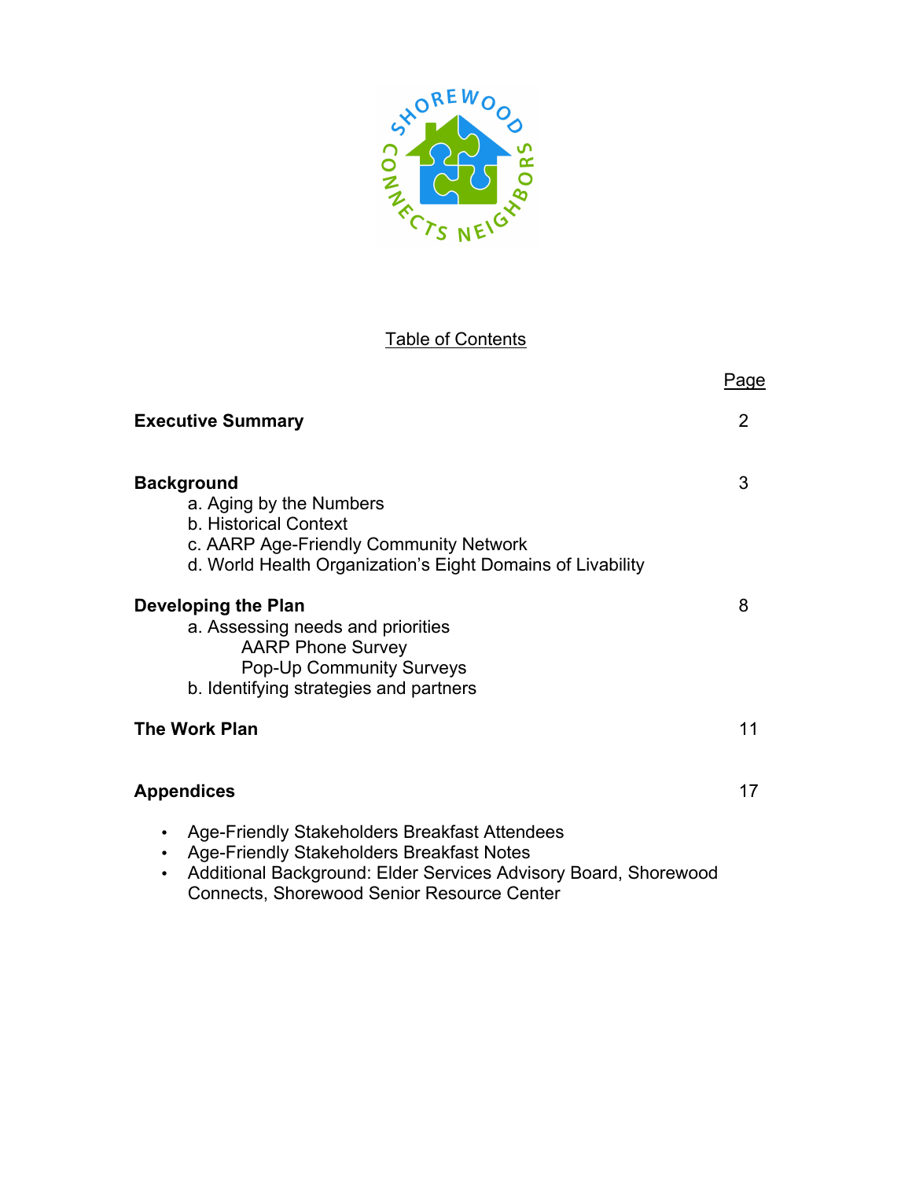## Table of Contents

| | Page |
|---|---|
| **Executive Summary** | 2 |
| **Background** | 3 |
| a. Aging by the Numbers | |
| b. Historical Context | |
| c. AARP Age-Friendly Community Network | |
| d. World Health Organization's Eight Domains of Livability | |
| **Developing the Plan** | 8 |
| a. Assessing needs and priorities | |
| AARP Phone Survey | |
| Pop-Up Community Surveys | |
| b. Identifying strategies and partners | |
| **The Work Plan** | 11 |
| **Appendices** | 17 |

- Age-Friendly Stakeholders Breakfast Attendees
- Age-Friendly Stakeholders Breakfast Notes
- Additional Background: Elder Services Advisory Board, Shorewood Connects, Shorewood Senior Resource Center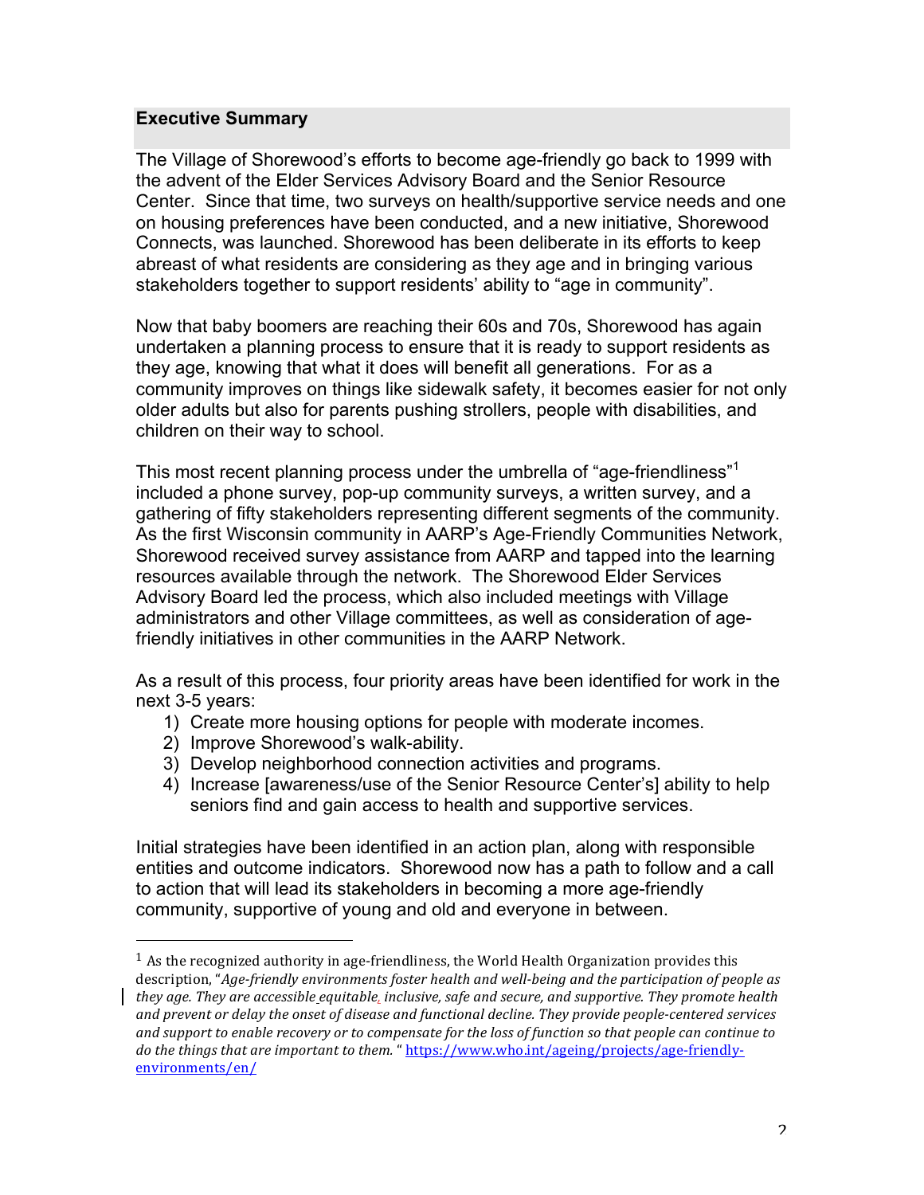## Executive Summary

The Village of Shorewood's efforts to become age-friendly go back to 1999 with the advent of the Elder Services Advisory Board and the Senior Resource Center. Since that time, two surveys on health/supportive service needs and one on housing preferences have been conducted, and a new initiative, Shorewood Connects, was launched. Shorewood has been deliberate in its efforts to keep abreast of what residents are considering as they age and in bringing various stakeholders together to support residents' ability to "age in community".

Now that baby boomers are reaching their 60s and 70s, Shorewood has again undertaken a planning process to ensure that it is ready to support residents as they age, knowing that what it does will benefit all generations. For as a community improves on things like sidewalk safety, it becomes easier for not only older adults but also for parents pushing strollers, people with disabilities, and children on their way to school.

This most recent planning process under the umbrella of "age-friendliness"[1] included a phone survey, pop-up community surveys, a written survey, and a gathering of fifty stakeholders representing different segments of the community. As the first Wisconsin community in AARP's Age-Friendly Communities Network, Shorewood received survey assistance from AARP and tapped into the learning resources available through the network. The Shorewood Elder Services Advisory Board led the process, which also included meetings with Village administrators and other Village committees, as well as consideration of age-friendly initiatives in other communities in the AARP Network.

As a result of this process, four priority areas have been identified for work in the next 3-5 years:

1) Create more housing options for people with moderate incomes.
2) Improve Shorewood's walk-ability.
3) Develop neighborhood connection activities and programs.
4) Increase [awareness/use of the Senior Resource Center's] ability to help seniors find and gain access to health and supportive services.

Initial strategies have been identified in an action plan, along with responsible entities and outcome indicators. Shorewood now has a path to follow and a call to action that will lead its stakeholders in becoming a more age-friendly community, supportive of young and old and everyone in between.

---

[1] As the recognized authority in age-friendliness, the World Health Organization provides this description, "*Age-friendly environments foster health and well-being and the participation of people as they age. They are accessible, equitable, inclusive, safe and secure, and supportive. They promote health and prevent or delay the onset of disease and functional decline. They provide people-centered services and support to enable recovery or to compensate for the loss of function so that people can continue to do the things that are important to them.*" https://www.who.int/ageing/projects/age-friendly-environments/en/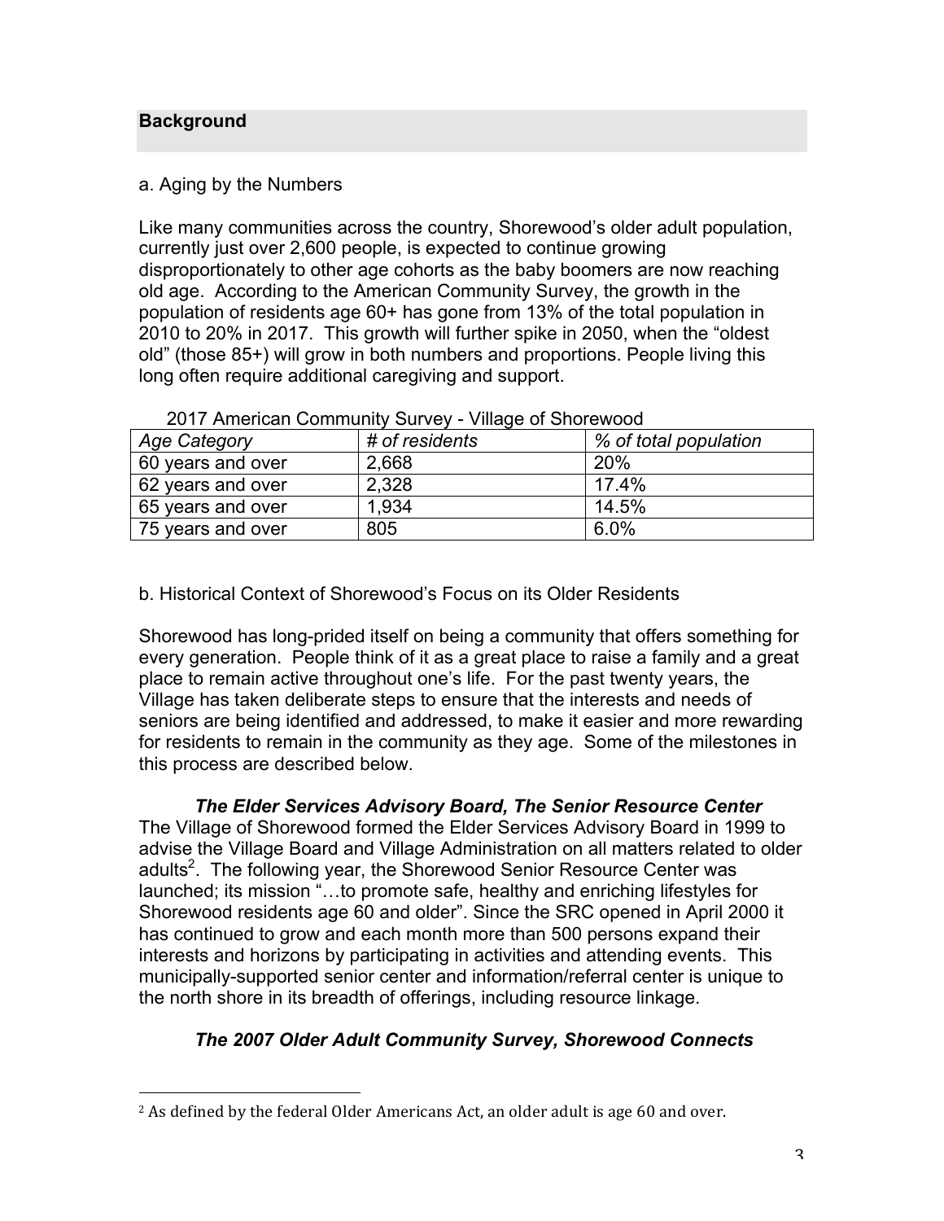## Background

a. Aging by the Numbers

Like many communities across the country, Shorewood's older adult population, currently just over 2,600 people, is expected to continue growing disproportionately to other age cohorts as the baby boomers are now reaching old age. According to the American Community Survey, the growth in the population of residents age 60+ has gone from 13% of the total population in 2010 to 20% in 2017. This growth will further spike in 2050, when the "oldest old" (those 85+) will grow in both numbers and proportions. People living this long often require additional caregiving and support.

2017 American Community Survey - Village of Shorewood

| *Age Category* | *# of residents* | *% of total population* |
|---|---|---|
| 60 years and over | 2,668 | 20% |
| 62 years and over | 2,328 | 17.4% |
| 65 years and over | 1,934 | 14.5% |
| 75 years and over | 805 | 6.0% |

b. Historical Context of Shorewood's Focus on its Older Residents

Shorewood has long-prided itself on being a community that offers something for every generation. People think of it as a great place to raise a family and a great place to remain active throughout one's life. For the past twenty years, the Village has taken deliberate steps to ensure that the interests and needs of seniors are being identified and addressed, to make it easier and more rewarding for residents to remain in the community as they age. Some of the milestones in this process are described below.

***The Elder Services Advisory Board, The Senior Resource Center***

The Village of Shorewood formed the Elder Services Advisory Board in 1999 to advise the Village Board and Village Administration on all matters related to older adults[2]. The following year, the Shorewood Senior Resource Center was launched; its mission "…to promote safe, healthy and enriching lifestyles for Shorewood residents age 60 and older". Since the SRC opened in April 2000 it has continued to grow and each month more than 500 persons expand their interests and horizons by participating in activities and attending events. This municipally-supported senior center and information/referral center is unique to the north shore in its breadth of offerings, including resource linkage.

***The 2007 Older Adult Community Survey, Shorewood Connects***

[2] As defined by the federal Older Americans Act, an older adult is age 60 and over.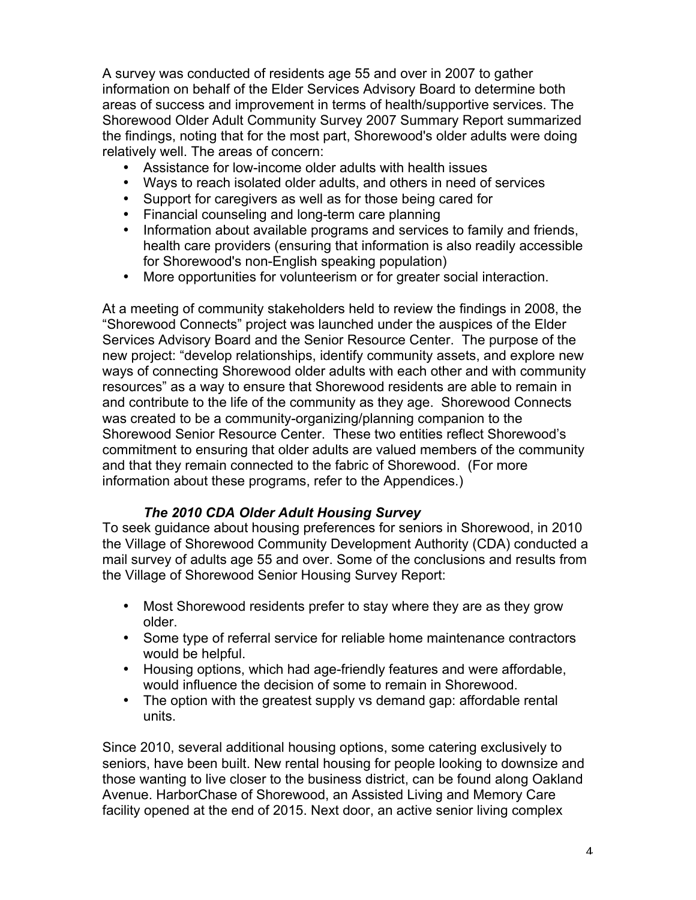A survey was conducted of residents age 55 and over in 2007 to gather information on behalf of the Elder Services Advisory Board to determine both areas of success and improvement in terms of health/supportive services. The Shorewood Older Adult Community Survey 2007 Summary Report summarized the findings, noting that for the most part, Shorewood's older adults were doing relatively well. The areas of concern:

- Assistance for low-income older adults with health issues
- Ways to reach isolated older adults, and others in need of services
- Support for caregivers as well as for those being cared for
- Financial counseling and long-term care planning
- Information about available programs and services to family and friends, health care providers (ensuring that information is also readily accessible for Shorewood's non-English speaking population)
- More opportunities for volunteerism or for greater social interaction.

At a meeting of community stakeholders held to review the findings in 2008, the “Shorewood Connects” project was launched under the auspices of the Elder Services Advisory Board and the Senior Resource Center. The purpose of the new project: “develop relationships, identify community assets, and explore new ways of connecting Shorewood older adults with each other and with community resources” as a way to ensure that Shorewood residents are able to remain in and contribute to the life of the community as they age. Shorewood Connects was created to be a community-organizing/planning companion to the Shorewood Senior Resource Center. These two entities reflect Shorewood’s commitment to ensuring that older adults are valued members of the community and that they remain connected to the fabric of Shorewood. (For more information about these programs, refer to the Appendices.)

### *The 2010 CDA Older Adult Housing Survey*

To seek guidance about housing preferences for seniors in Shorewood, in 2010 the Village of Shorewood Community Development Authority (CDA) conducted a mail survey of adults age 55 and over. Some of the conclusions and results from the Village of Shorewood Senior Housing Survey Report:

- Most Shorewood residents prefer to stay where they are as they grow older.
- Some type of referral service for reliable home maintenance contractors would be helpful.
- Housing options, which had age-friendly features and were affordable, would influence the decision of some to remain in Shorewood.
- The option with the greatest supply vs demand gap: affordable rental units.

Since 2010, several additional housing options, some catering exclusively to seniors, have been built. New rental housing for people looking to downsize and those wanting to live closer to the business district, can be found along Oakland Avenue. HarborChase of Shorewood, an Assisted Living and Memory Care facility opened at the end of 2015. Next door, an active senior living complex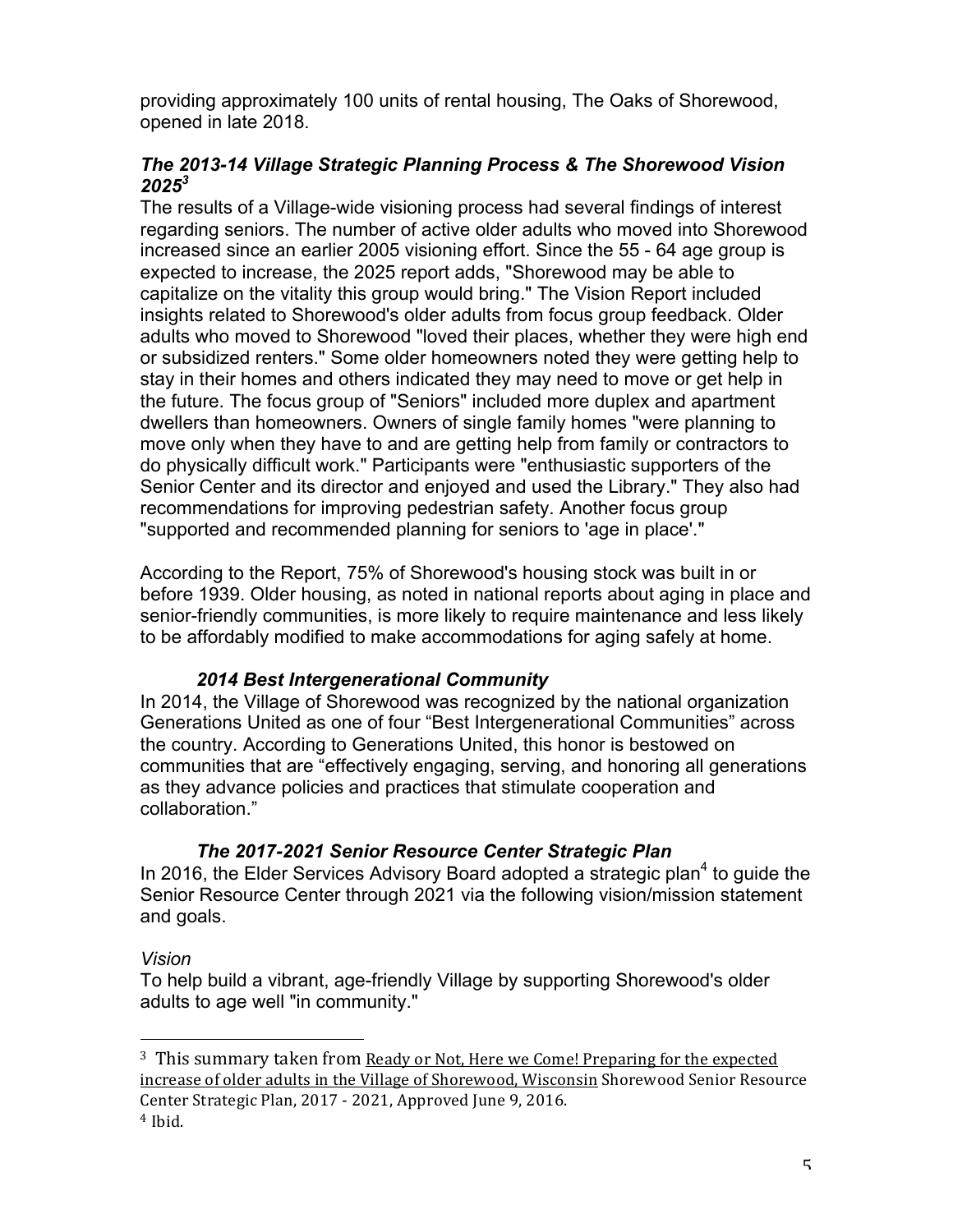providing approximately 100 units of rental housing, The Oaks of Shorewood, opened in late 2018.

### *The 2013-14 Village Strategic Planning Process & The Shorewood Vision 2025*[3]

The results of a Village-wide visioning process had several findings of interest regarding seniors. The number of active older adults who moved into Shorewood increased since an earlier 2005 visioning effort. Since the 55 - 64 age group is expected to increase, the 2025 report adds, "Shorewood may be able to capitalize on the vitality this group would bring." The Vision Report included insights related to Shorewood's older adults from focus group feedback. Older adults who moved to Shorewood "loved their places, whether they were high end or subsidized renters." Some older homeowners noted they were getting help to stay in their homes and others indicated they may need to move or get help in the future. The focus group of "Seniors" included more duplex and apartment dwellers than homeowners. Owners of single family homes "were planning to move only when they have to and are getting help from family or contractors to do physically difficult work." Participants were "enthusiastic supporters of the Senior Center and its director and enjoyed and used the Library." They also had recommendations for improving pedestrian safety. Another focus group "supported and recommended planning for seniors to 'age in place'."

According to the Report, 75% of Shorewood's housing stock was built in or before 1939. Older housing, as noted in national reports about aging in place and senior-friendly communities, is more likely to require maintenance and less likely to be affordably modified to make accommodations for aging safely at home.

### *2014 Best Intergenerational Community*

In 2014, the Village of Shorewood was recognized by the national organization Generations United as one of four "Best Intergenerational Communities" across the country. According to Generations United, this honor is bestowed on communities that are "effectively engaging, serving, and honoring all generations as they advance policies and practices that stimulate cooperation and collaboration."

### *The 2017-2021 Senior Resource Center Strategic Plan*

In 2016, the Elder Services Advisory Board adopted a strategic plan[4] to guide the Senior Resource Center through 2021 via the following vision/mission statement and goals.

*Vision*

To help build a vibrant, age-friendly Village by supporting Shorewood's older adults to age well "in community."

---

[3] This summary taken from Ready or Not, Here we Come! Preparing for the expected increase of older adults in the Village of Shorewood, Wisconsin Shorewood Senior Resource Center Strategic Plan, 2017 - 2021, Approved June 9, 2016.

[4] Ibid.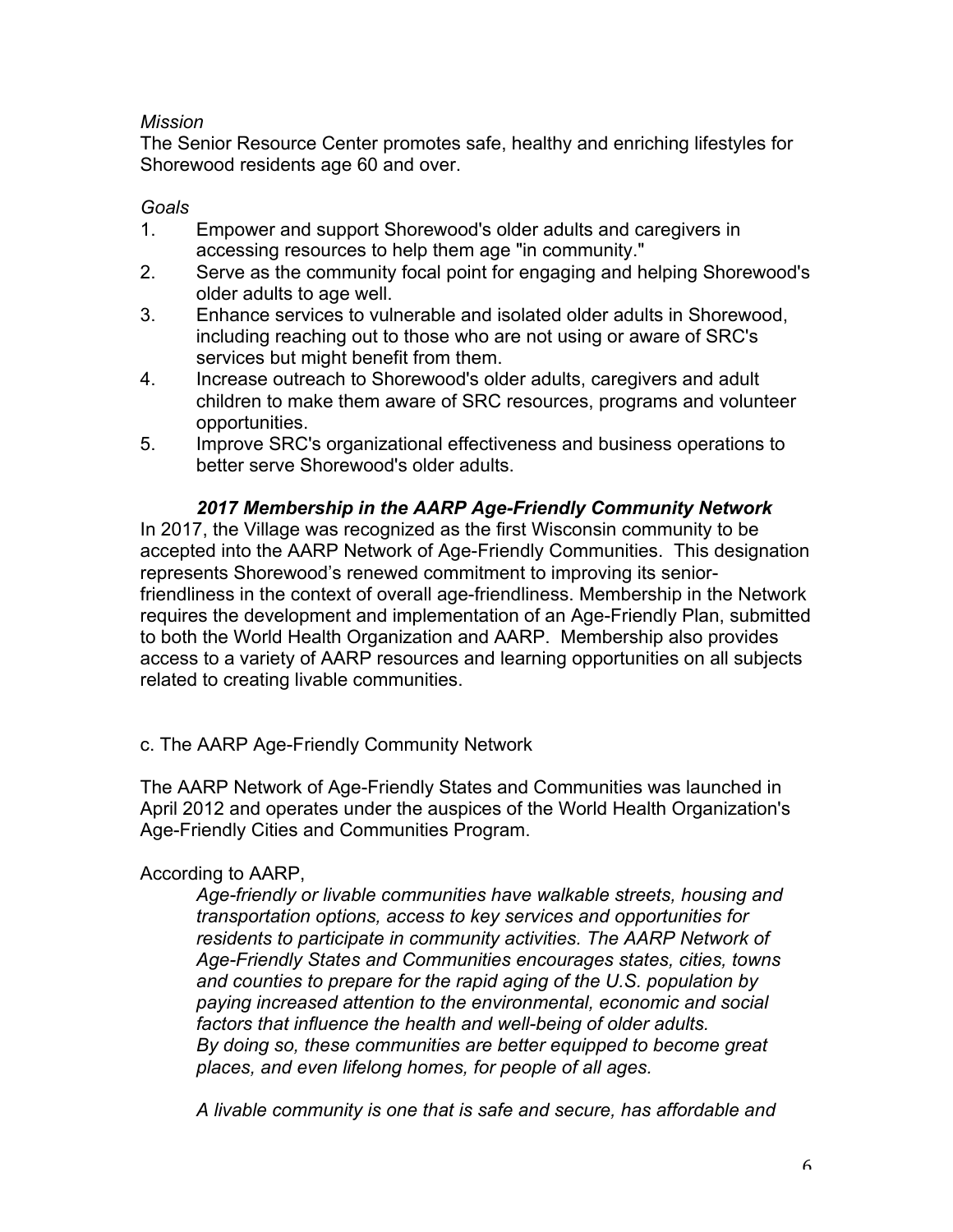*Mission*

The Senior Resource Center promotes safe, healthy and enriching lifestyles for Shorewood residents age 60 and over.

*Goals*

1. Empower and support Shorewood's older adults and caregivers in accessing resources to help them age "in community."
2. Serve as the community focal point for engaging and helping Shorewood's older adults to age well.
3. Enhance services to vulnerable and isolated older adults in Shorewood, including reaching out to those who are not using or aware of SRC's services but might benefit from them.
4. Increase outreach to Shorewood's older adults, caregivers and adult children to make them aware of SRC resources, programs and volunteer opportunities.
5. Improve SRC's organizational effectiveness and business operations to better serve Shorewood's older adults.

### *2017 Membership in the AARP Age-Friendly Community Network*

In 2017, the Village was recognized as the first Wisconsin community to be accepted into the AARP Network of Age-Friendly Communities. This designation represents Shorewood's renewed commitment to improving its senior-friendliness in the context of overall age-friendliness. Membership in the Network requires the development and implementation of an Age-Friendly Plan, submitted to both the World Health Organization and AARP. Membership also provides access to a variety of AARP resources and learning opportunities on all subjects related to creating livable communities.

## c. The AARP Age-Friendly Community Network

The AARP Network of Age-Friendly States and Communities was launched in April 2012 and operates under the auspices of the World Health Organization's Age-Friendly Cities and Communities Program.

According to AARP,

> *Age-friendly or livable communities have walkable streets, housing and transportation options, access to key services and opportunities for residents to participate in community activities. The AARP Network of Age-Friendly States and Communities encourages states, cities, towns and counties to prepare for the rapid aging of the U.S. population by paying increased attention to the environmental, economic and social factors that influence the health and well-being of older adults. By doing so, these communities are better equipped to become great places, and even lifelong homes, for people of all ages.*
>
> *A livable community is one that is safe and secure, has affordable and*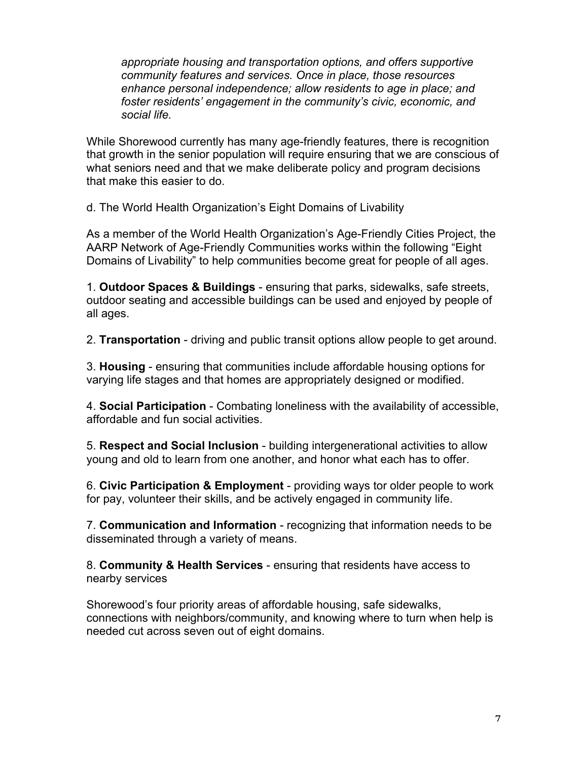*appropriate housing and transportation options, and offers supportive community features and services. Once in place, those resources enhance personal independence; allow residents to age in place; and foster residents' engagement in the community's civic, economic, and social life.*

While Shorewood currently has many age-friendly features, there is recognition that growth in the senior population will require ensuring that we are conscious of what seniors need and that we make deliberate policy and program decisions that make this easier to do.

d. The World Health Organization's Eight Domains of Livability

As a member of the World Health Organization's Age-Friendly Cities Project, the AARP Network of Age-Friendly Communities works within the following "Eight Domains of Livability" to help communities become great for people of all ages.

1. **Outdoor Spaces & Buildings** - ensuring that parks, sidewalks, safe streets, outdoor seating and accessible buildings can be used and enjoyed by people of all ages.

2. **Transportation** - driving and public transit options allow people to get around.

3. **Housing** - ensuring that communities include affordable housing options for varying life stages and that homes are appropriately designed or modified.

4. **Social Participation** - Combating loneliness with the availability of accessible, affordable and fun social activities.

5. **Respect and Social Inclusion** - building intergenerational activities to allow young and old to learn from one another, and honor what each has to offer.

6. **Civic Participation & Employment** - providing ways tor older people to work for pay, volunteer their skills, and be actively engaged in community life.

7. **Communication and Information** - recognizing that information needs to be disseminated through a variety of means.

8. **Community & Health Services** - ensuring that residents have access to nearby services

Shorewood's four priority areas of affordable housing, safe sidewalks, connections with neighbors/community, and knowing where to turn when help is needed cut across seven out of eight domains.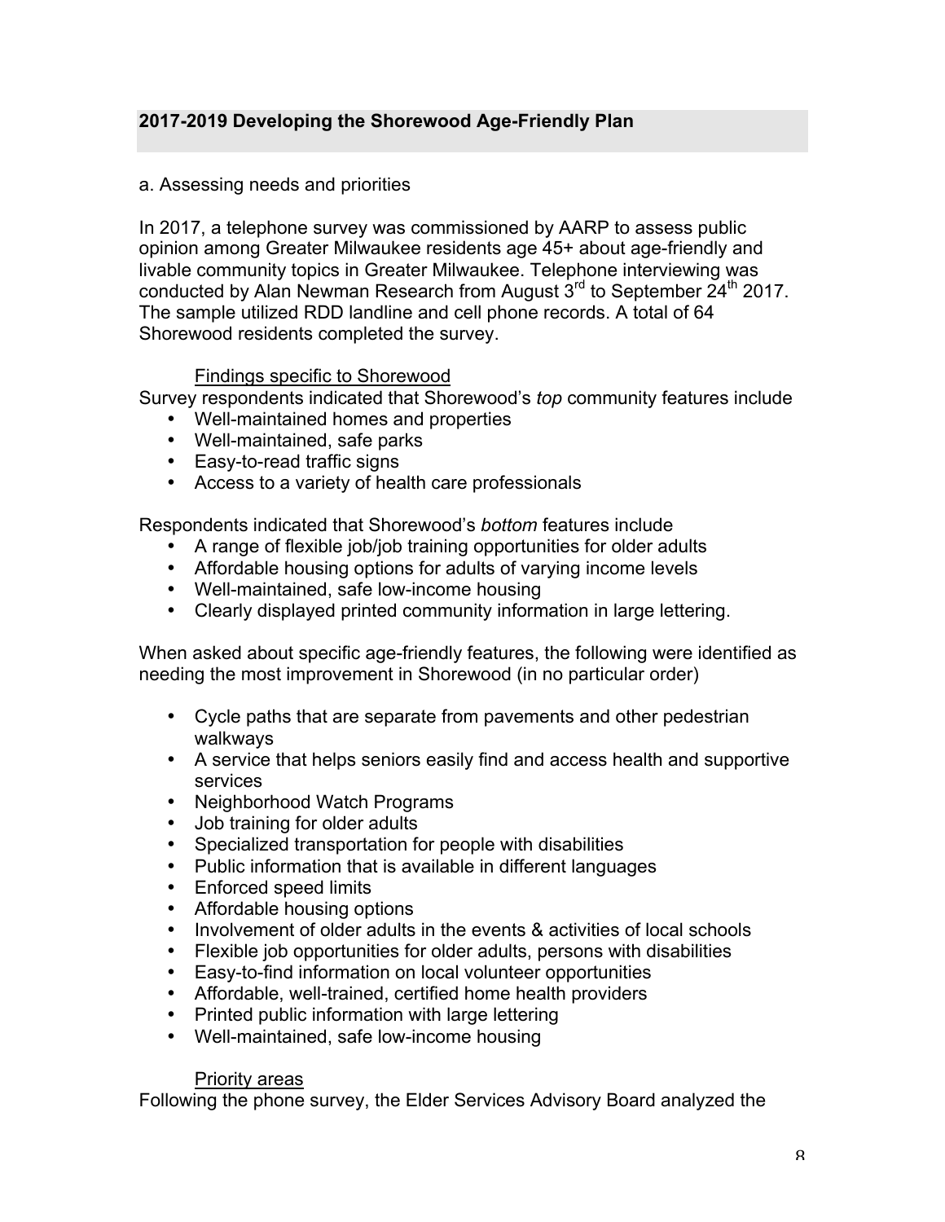## 2017-2019 Developing the Shorewood Age-Friendly Plan

a. Assessing needs and priorities

In 2017, a telephone survey was commissioned by AARP to assess public opinion among Greater Milwaukee residents age 45+ about age-friendly and livable community topics in Greater Milwaukee. Telephone interviewing was conducted by Alan Newman Research from August 3rd to September 24th 2017. The sample utilized RDD landline and cell phone records. A total of 64 Shorewood residents completed the survey.

Findings specific to Shorewood

Survey respondents indicated that Shorewood's *top* community features include

- Well-maintained homes and properties
- Well-maintained, safe parks
- Easy-to-read traffic signs
- Access to a variety of health care professionals

Respondents indicated that Shorewood's *bottom* features include

- A range of flexible job/job training opportunities for older adults
- Affordable housing options for adults of varying income levels
- Well-maintained, safe low-income housing
- Clearly displayed printed community information in large lettering.

When asked about specific age-friendly features, the following were identified as needing the most improvement in Shorewood (in no particular order)

- Cycle paths that are separate from pavements and other pedestrian walkways
- A service that helps seniors easily find and access health and supportive services
- Neighborhood Watch Programs
- Job training for older adults
- Specialized transportation for people with disabilities
- Public information that is available in different languages
- Enforced speed limits
- Affordable housing options
- Involvement of older adults in the events & activities of local schools
- Flexible job opportunities for older adults, persons with disabilities
- Easy-to-find information on local volunteer opportunities
- Affordable, well-trained, certified home health providers
- Printed public information with large lettering
- Well-maintained, safe low-income housing

Priority areas

Following the phone survey, the Elder Services Advisory Board analyzed the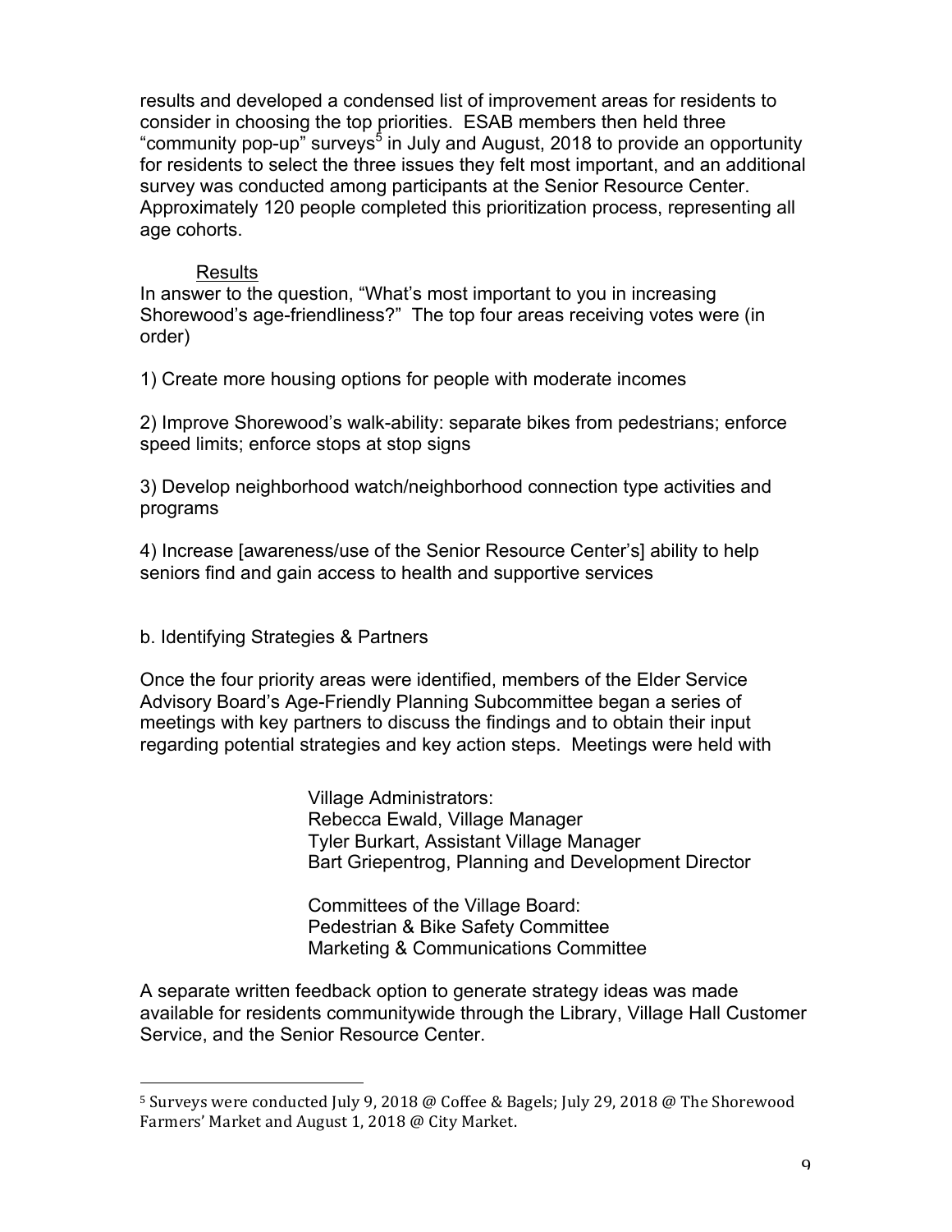results and developed a condensed list of improvement areas for residents to consider in choosing the top priorities. ESAB members then held three "community pop-up" surveys[5] in July and August, 2018 to provide an opportunity for residents to select the three issues they felt most important, and an additional survey was conducted among participants at the Senior Resource Center. Approximately 120 people completed this prioritization process, representing all age cohorts.

Results

In answer to the question, "What's most important to you in increasing Shorewood's age-friendliness?" The top four areas receiving votes were (in order)

1) Create more housing options for people with moderate incomes

2) Improve Shorewood's walk-ability: separate bikes from pedestrians; enforce speed limits; enforce stops at stop signs

3) Develop neighborhood watch/neighborhood connection type activities and programs

4) Increase [awareness/use of the Senior Resource Center's] ability to help seniors find and gain access to health and supportive services

b. Identifying Strategies & Partners

Once the four priority areas were identified, members of the Elder Service Advisory Board's Age-Friendly Planning Subcommittee began a series of meetings with key partners to discuss the findings and to obtain their input regarding potential strategies and key action steps. Meetings were held with

Village Administrators:
Rebecca Ewald, Village Manager
Tyler Burkart, Assistant Village Manager
Bart Griepentrog, Planning and Development Director

Committees of the Village Board:
Pedestrian & Bike Safety Committee
Marketing & Communications Committee

A separate written feedback option to generate strategy ideas was made available for residents communitywide through the Library, Village Hall Customer Service, and the Senior Resource Center.

[5] Surveys were conducted July 9, 2018 @ Coffee & Bagels; July 29, 2018 @ The Shorewood Farmers' Market and August 1, 2018 @ City Market.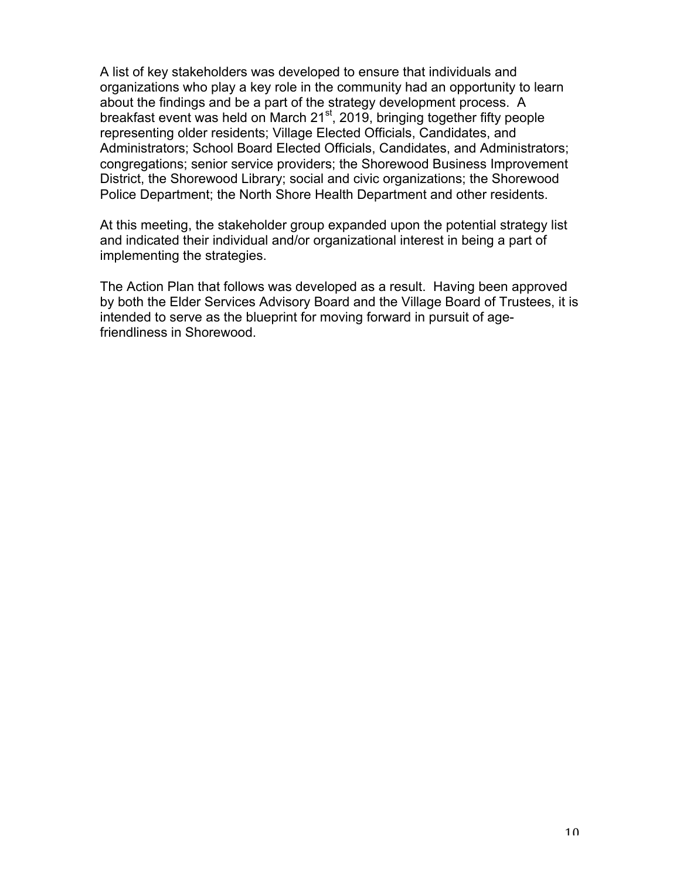A list of key stakeholders was developed to ensure that individuals and organizations who play a key role in the community had an opportunity to learn about the findings and be a part of the strategy development process. A breakfast event was held on March 21st, 2019, bringing together fifty people representing older residents; Village Elected Officials, Candidates, and Administrators; School Board Elected Officials, Candidates, and Administrators; congregations; senior service providers; the Shorewood Business Improvement District, the Shorewood Library; social and civic organizations; the Shorewood Police Department; the North Shore Health Department and other residents.

At this meeting, the stakeholder group expanded upon the potential strategy list and indicated their individual and/or organizational interest in being a part of implementing the strategies.

The Action Plan that follows was developed as a result. Having been approved by both the Elder Services Advisory Board and the Village Board of Trustees, it is intended to serve as the blueprint for moving forward in pursuit of age-friendliness in Shorewood.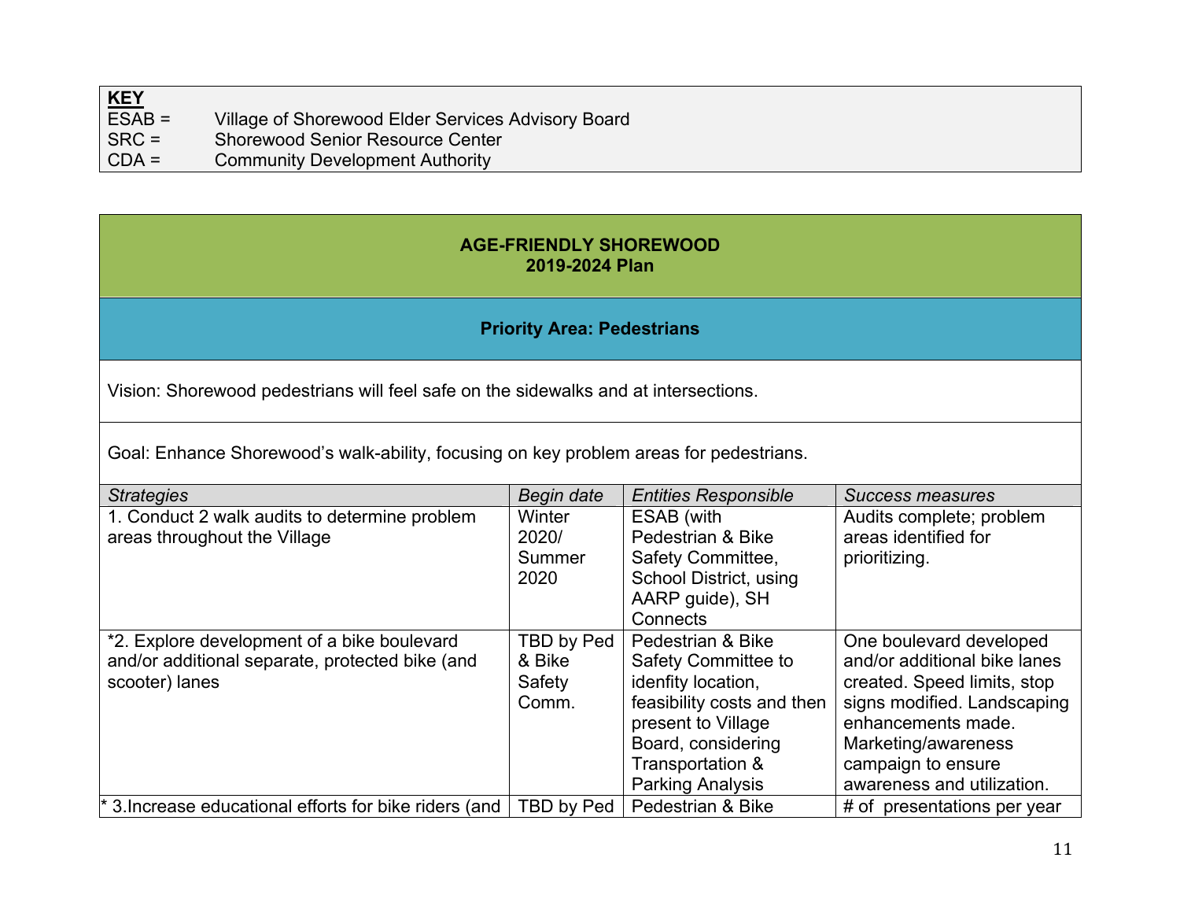| **KEY** | |
|---|---|
| ESAB = | Village of Shorewood Elder Services Advisory Board |
| SRC = | Shorewood Senior Resource Center |
| CDA = | Community Development Authority |

**AGE-FRIENDLY SHOREWOOD**
**2019-2024 Plan**

**Priority Area: Pedestrians**

Vision: Shorewood pedestrians will feel safe on the sidewalks and at intersections.

Goal: Enhance Shorewood's walk-ability, focusing on key problem areas for pedestrians.

| *Strategies* | *Begin date* | *Entities Responsible* | *Success measures* |
|---|---|---|---|
| 1. Conduct 2 walk audits to determine problem areas throughout the Village | Winter 2020/ Summer 2020 | ESAB (with Pedestrian & Bike Safety Committee, School District, using AARP guide), SH Connects | Audits complete; problem areas identified for prioritizing. |
| *2. Explore development of a bike boulevard and/or additional separate, protected bike (and scooter) lanes | TBD by Ped & Bike Safety Comm. | Pedestrian & Bike Safety Committee to idenfity location, feasibility costs and then present to Village Board, considering Transportation & Parking Analysis | One boulevard developed and/or additional bike lanes created. Speed limits, stop signs modified. Landscaping enhancements made. Marketing/awareness campaign to ensure awareness and utilization. |
| * 3.Increase educational efforts for bike riders (and | TBD by Ped | Pedestrian & Bike | # of presentations per year |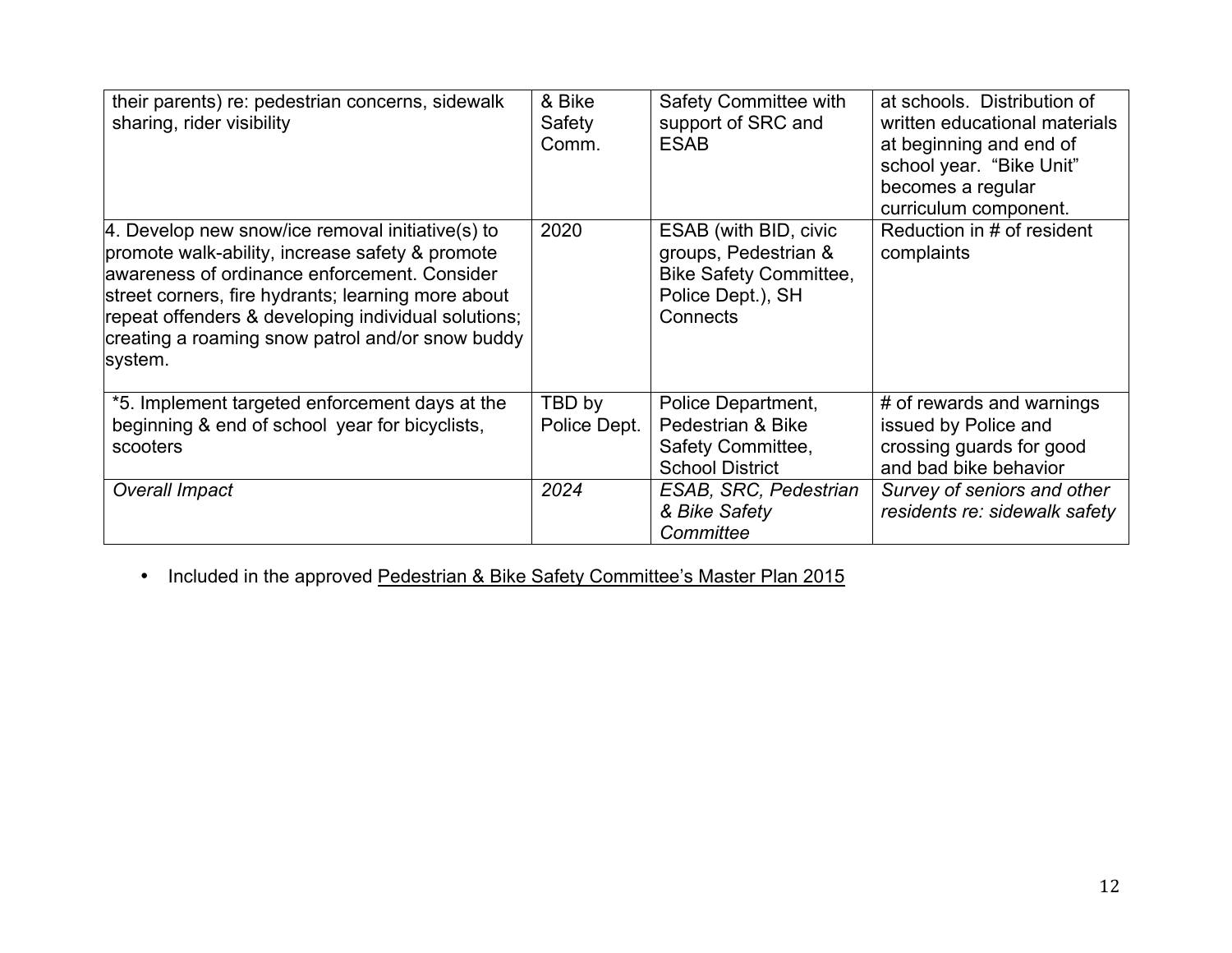| their parents) re: pedestrian concerns, sidewalk sharing, rider visibility | & Bike Safety Comm. | Safety Committee with support of SRC and ESAB | at schools. Distribution of written educational materials at beginning and end of school year. "Bike Unit" becomes a regular curriculum component. |
|---|---|---|---|
| 4. Develop new snow/ice removal initiative(s) to promote walk-ability, increase safety & promote awareness of ordinance enforcement. Consider street corners, fire hydrants; learning more about repeat offenders & developing individual solutions; creating a roaming snow patrol and/or snow buddy system. | 2020 | ESAB (with BID, civic groups, Pedestrian & Bike Safety Committee, Police Dept.), SH Connects | Reduction in # of resident complaints |
| *5. Implement targeted enforcement days at the beginning & end of school year for bicyclists, scooters | TBD by Police Dept. | Police Department, Pedestrian & Bike Safety Committee, School District | # of rewards and warnings issued by Police and crossing guards for good and bad bike behavior |
| *Overall Impact* | *2024* | *ESAB, SRC, Pedestrian & Bike Safety Committee* | *Survey of seniors and other residents re: sidewalk safety* |

- Included in the approved Pedestrian & Bike Safety Committee's Master Plan 2015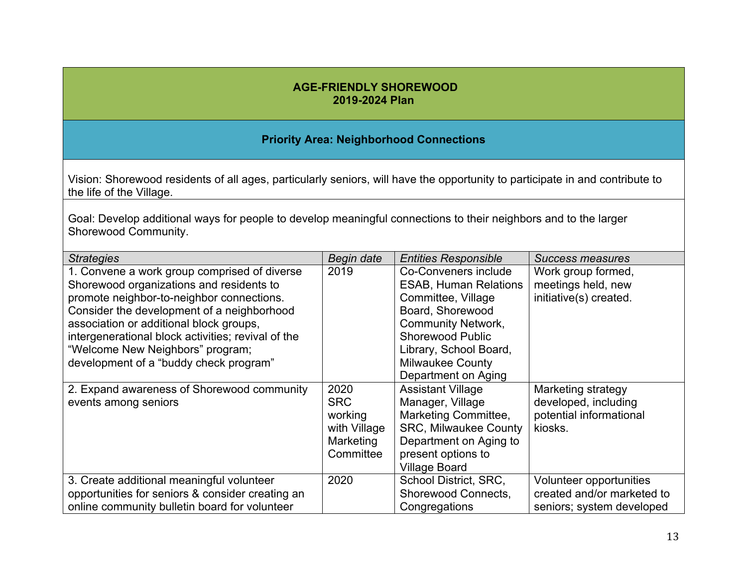**AGE-FRIENDLY SHOREWOOD**
**2019-2024 Plan**

**Priority Area: Neighborhood Connections**

Vision: Shorewood residents of all ages, particularly seniors, will have the opportunity to participate in and contribute to the life of the Village.

Goal: Develop additional ways for people to develop meaningful connections to their neighbors and to the larger Shorewood Community.

| *Strategies* | *Begin date* | *Entities Responsible* | *Success measures* |
|---|---|---|---|
| 1. Convene a work group comprised of diverse Shorewood organizations and residents to promote neighbor-to-neighbor connections. Consider the development of a neighborhood association or additional block groups, intergenerational block activities; revival of the "Welcome New Neighbors" program; development of a "buddy check program" | 2019 | Co-Conveners include ESAB, Human Relations Committee, Village Board, Shorewood Community Network, Shorewood Public Library, School Board, Milwaukee County Department on Aging | Work group formed, meetings held, new initiative(s) created. |
| 2. Expand awareness of Shorewood community events among seniors | 2020 SRC working with Village Marketing Committee | Assistant Village Manager, Village Marketing Committee, SRC, Milwaukee County Department on Aging to present options to Village Board | Marketing strategy developed, including potential informational kiosks. |
| 3. Create additional meaningful volunteer opportunities for seniors & consider creating an online community bulletin board for volunteer | 2020 | School District, SRC, Shorewood Connects, Congregations | Volunteer opportunities created and/or marketed to seniors; system developed |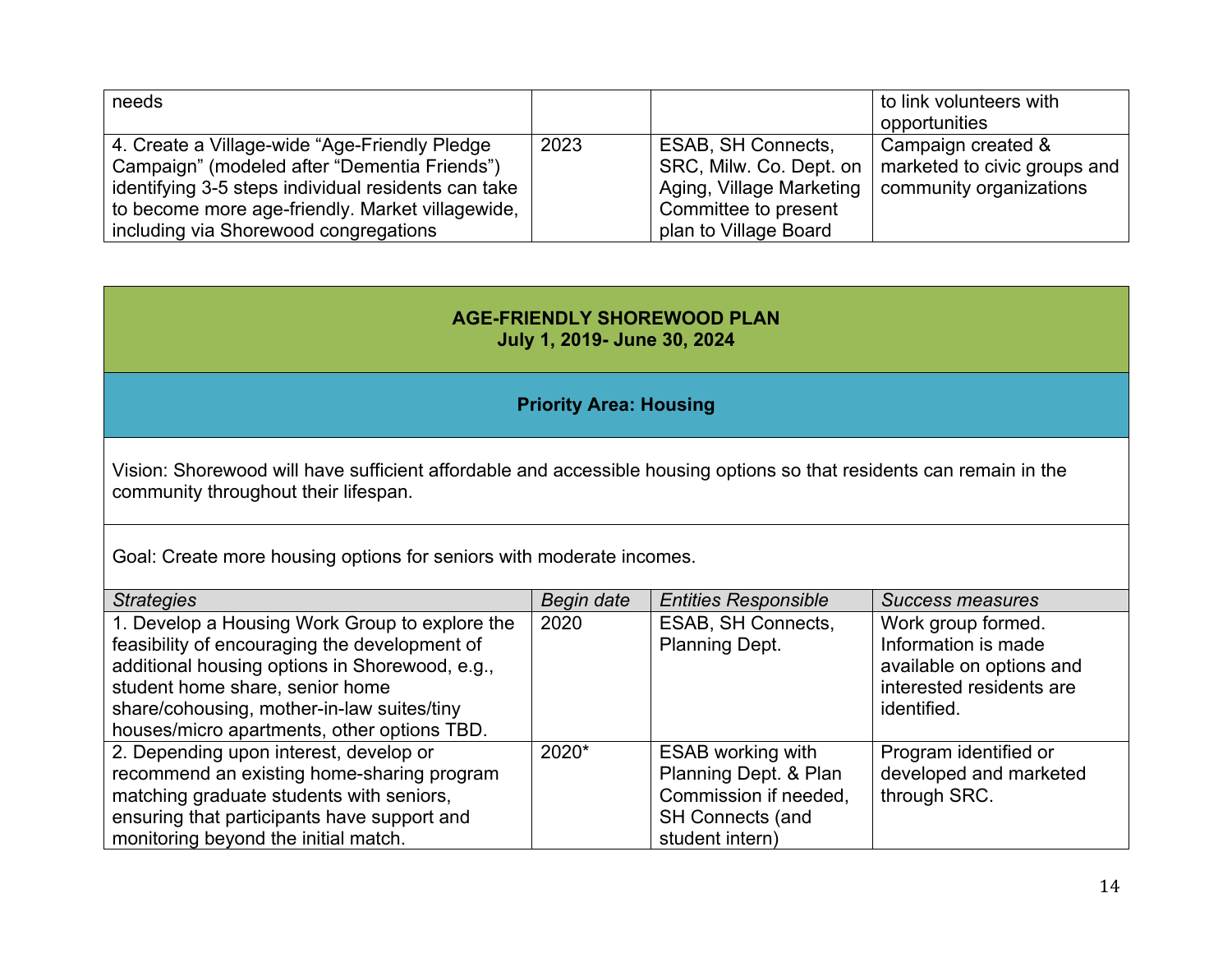| | | | |
|---|---|---|---|
| needs | | | to link volunteers with opportunities |
| 4. Create a Village-wide "Age-Friendly Pledge Campaign" (modeled after "Dementia Friends") identifying 3-5 steps individual residents can take to become more age-friendly. Market villagewide, including via Shorewood congregations | 2023 | ESAB, SH Connects, SRC, Milw. Co. Dept. on Aging, Village Marketing Committee to present plan to Village Board | Campaign created & marketed to civic groups and community organizations |

## AGE-FRIENDLY SHOREWOOD PLAN
**July 1, 2019- June 30, 2024**

### Priority Area: Housing

Vision: Shorewood will have sufficient affordable and accessible housing options so that residents can remain in the community throughout their lifespan.

Goal: Create more housing options for seniors with moderate incomes.

| *Strategies* | *Begin date* | *Entities Responsible* | *Success measures* |
|---|---|---|---|
| 1. Develop a Housing Work Group to explore the feasibility of encouraging the development of additional housing options in Shorewood, e.g., student home share, senior home share/cohousing, mother-in-law suites/tiny houses/micro apartments, other options TBD. | 2020 | ESAB, SH Connects, Planning Dept. | Work group formed. Information is made available on options and interested residents are identified. |
| 2. Depending upon interest, develop or recommend an existing home-sharing program matching graduate students with seniors, ensuring that participants have support and monitoring beyond the initial match. | 2020* | ESAB working with Planning Dept. & Plan Commission if needed, SH Connects (and student intern) | Program identified or developed and marketed through SRC. |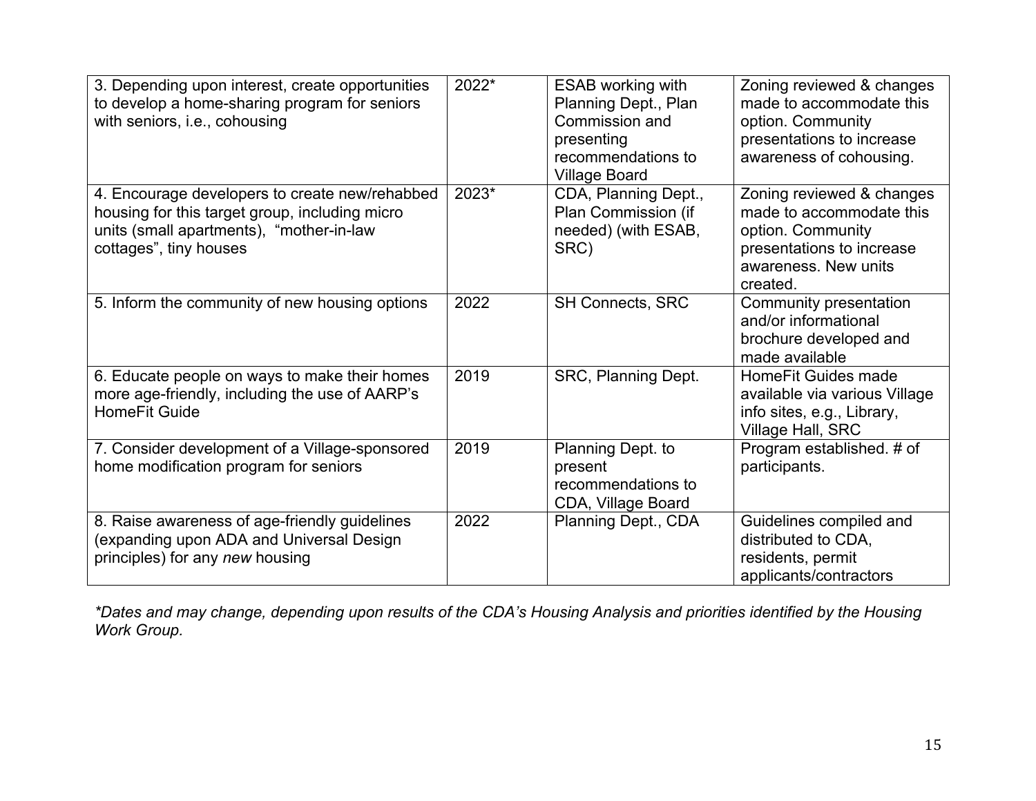| | | | |
|---|---|---|---|
| 3. Depending upon interest, create opportunities to develop a home-sharing program for seniors with seniors, i.e., cohousing | 2022* | ESAB working with Planning Dept., Plan Commission and presenting recommendations to Village Board | Zoning reviewed & changes made to accommodate this option. Community presentations to increase awareness of cohousing. |
| 4. Encourage developers to create new/rehabbed housing for this target group, including micro units (small apartments), "mother-in-law cottages", tiny houses | 2023* | CDA, Planning Dept., Plan Commission (if needed) (with ESAB, SRC) | Zoning reviewed & changes made to accommodate this option. Community presentations to increase awareness. New units created. |
| 5. Inform the community of new housing options | 2022 | SH Connects, SRC | Community presentation and/or informational brochure developed and made available |
| 6. Educate people on ways to make their homes more age-friendly, including the use of AARP's HomeFit Guide | 2019 | SRC, Planning Dept. | HomeFit Guides made available via various Village info sites, e.g., Library, Village Hall, SRC |
| 7. Consider development of a Village-sponsored home modification program for seniors | 2019 | Planning Dept. to present recommendations to CDA, Village Board | Program established. # of participants. |
| 8. Raise awareness of age-friendly guidelines (expanding upon ADA and Universal Design principles) for any *new* housing | 2022 | Planning Dept., CDA | Guidelines compiled and distributed to CDA, residents, permit applicants/contractors |

*\*Dates and may change, depending upon results of the CDA's Housing Analysis and priorities identified by the Housing Work Group.*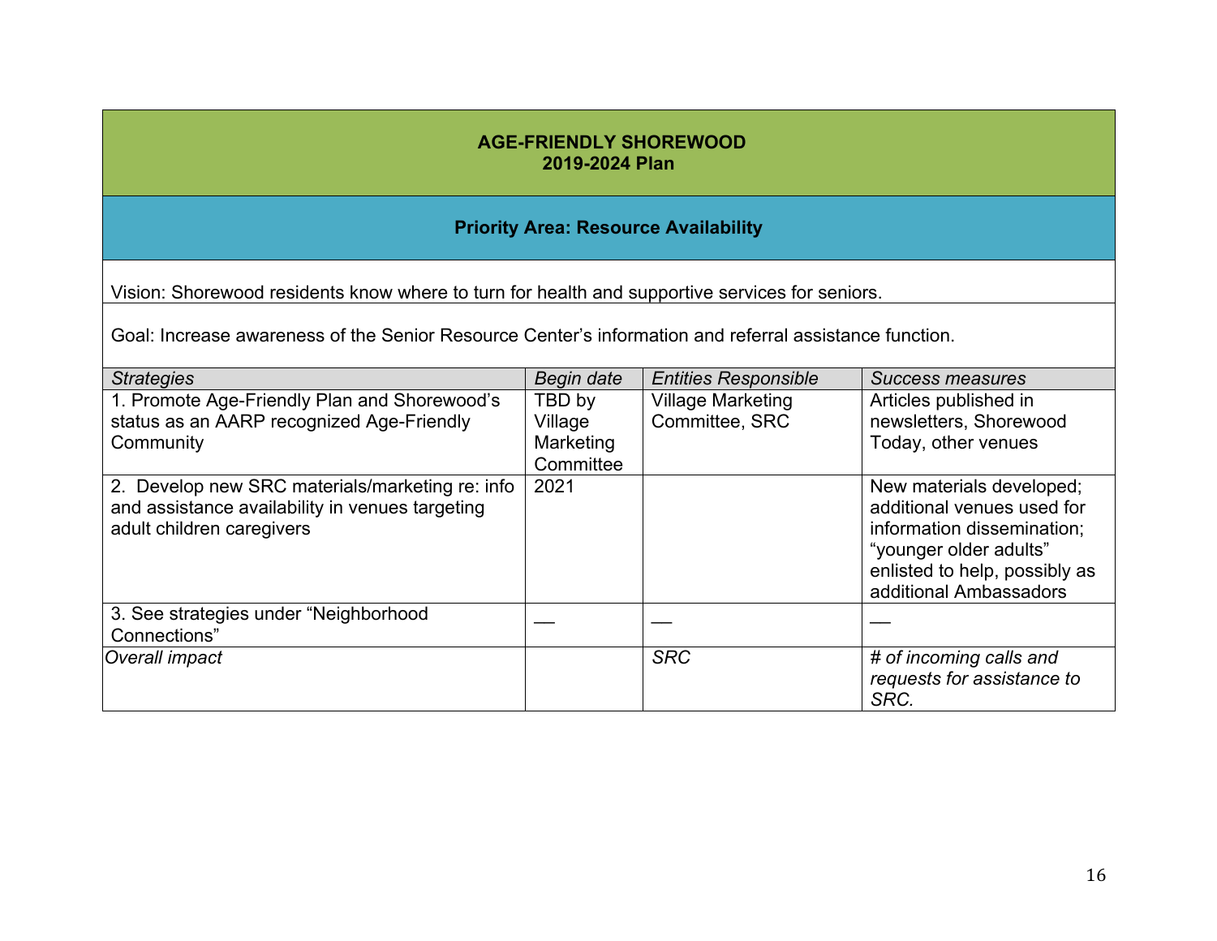**AGE-FRIENDLY SHOREWOOD**
**2019-2024 Plan**

**Priority Area: Resource Availability**

Vision: Shorewood residents know where to turn for health and supportive services for seniors.

Goal: Increase awareness of the Senior Resource Center's information and referral assistance function.

| *Strategies* | *Begin date* | *Entities Responsible* | *Success measures* |
|---|---|---|---|
| 1. Promote Age-Friendly Plan and Shorewood's status as an AARP recognized Age-Friendly Community | TBD by Village Marketing Committee | Village Marketing Committee, SRC | Articles published in newsletters, Shorewood Today, other venues |
| 2. Develop new SRC materials/marketing re: info and assistance availability in venues targeting adult children caregivers | 2021 | | New materials developed; additional venues used for information dissemination; "younger older adults" enlisted to help, possibly as additional Ambassadors |
| 3. See strategies under "Neighborhood Connections" | — | — | — |
| *Overall impact* | | *SRC* | *# of incoming calls and requests for assistance to SRC.* |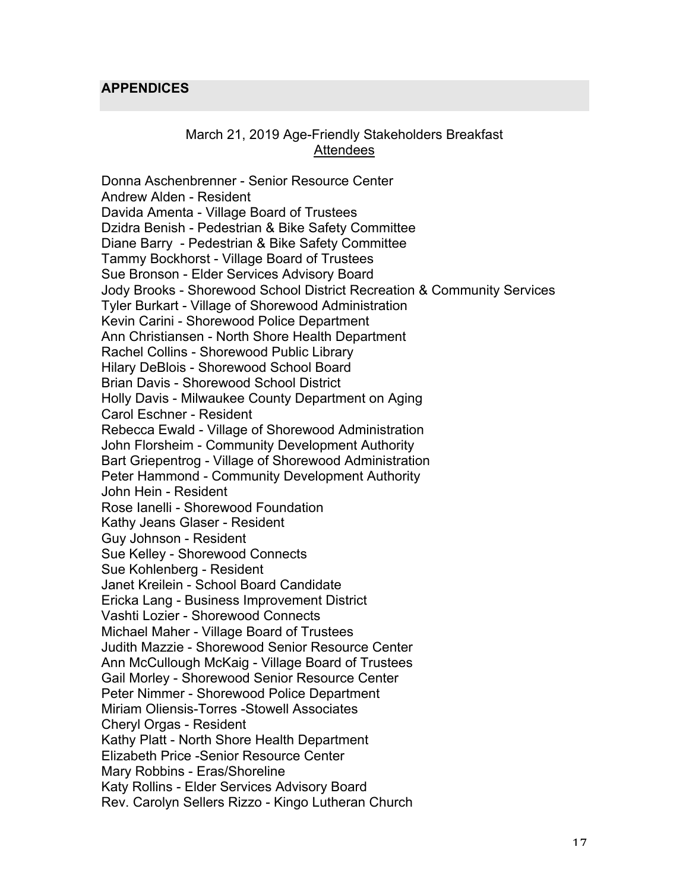## APPENDICES

March 21, 2019 Age-Friendly Stakeholders Breakfast
Attendees

Donna Aschenbrenner - Senior Resource Center
Andrew Alden - Resident
Davida Amenta - Village Board of Trustees
Dzidra Benish - Pedestrian & Bike Safety Committee
Diane Barry - Pedestrian & Bike Safety Committee
Tammy Bockhorst - Village Board of Trustees
Sue Bronson - Elder Services Advisory Board
Jody Brooks - Shorewood School District Recreation & Community Services
Tyler Burkart - Village of Shorewood Administration
Kevin Carini - Shorewood Police Department
Ann Christiansen - North Shore Health Department
Rachel Collins - Shorewood Public Library
Hilary DeBlois - Shorewood School Board
Brian Davis - Shorewood School District
Holly Davis - Milwaukee County Department on Aging
Carol Eschner - Resident
Rebecca Ewald - Village of Shorewood Administration
John Florsheim - Community Development Authority
Bart Griepentrog - Village of Shorewood Administration
Peter Hammond - Community Development Authority
John Hein - Resident
Rose Ianelli - Shorewood Foundation
Kathy Jeans Glaser - Resident
Guy Johnson - Resident
Sue Kelley - Shorewood Connects
Sue Kohlenberg - Resident
Janet Kreilein - School Board Candidate
Ericka Lang - Business Improvement District
Vashti Lozier - Shorewood Connects
Michael Maher - Village Board of Trustees
Judith Mazzie - Shorewood Senior Resource Center
Ann McCullough McKaig - Village Board of Trustees
Gail Morley - Shorewood Senior Resource Center
Peter Nimmer - Shorewood Police Department
Miriam Oliensis-Torres -Stowell Associates
Cheryl Orgas - Resident
Kathy Platt - North Shore Health Department
Elizabeth Price -Senior Resource Center
Mary Robbins - Eras/Shoreline
Katy Rollins - Elder Services Advisory Board
Rev. Carolyn Sellers Rizzo - Kingo Lutheran Church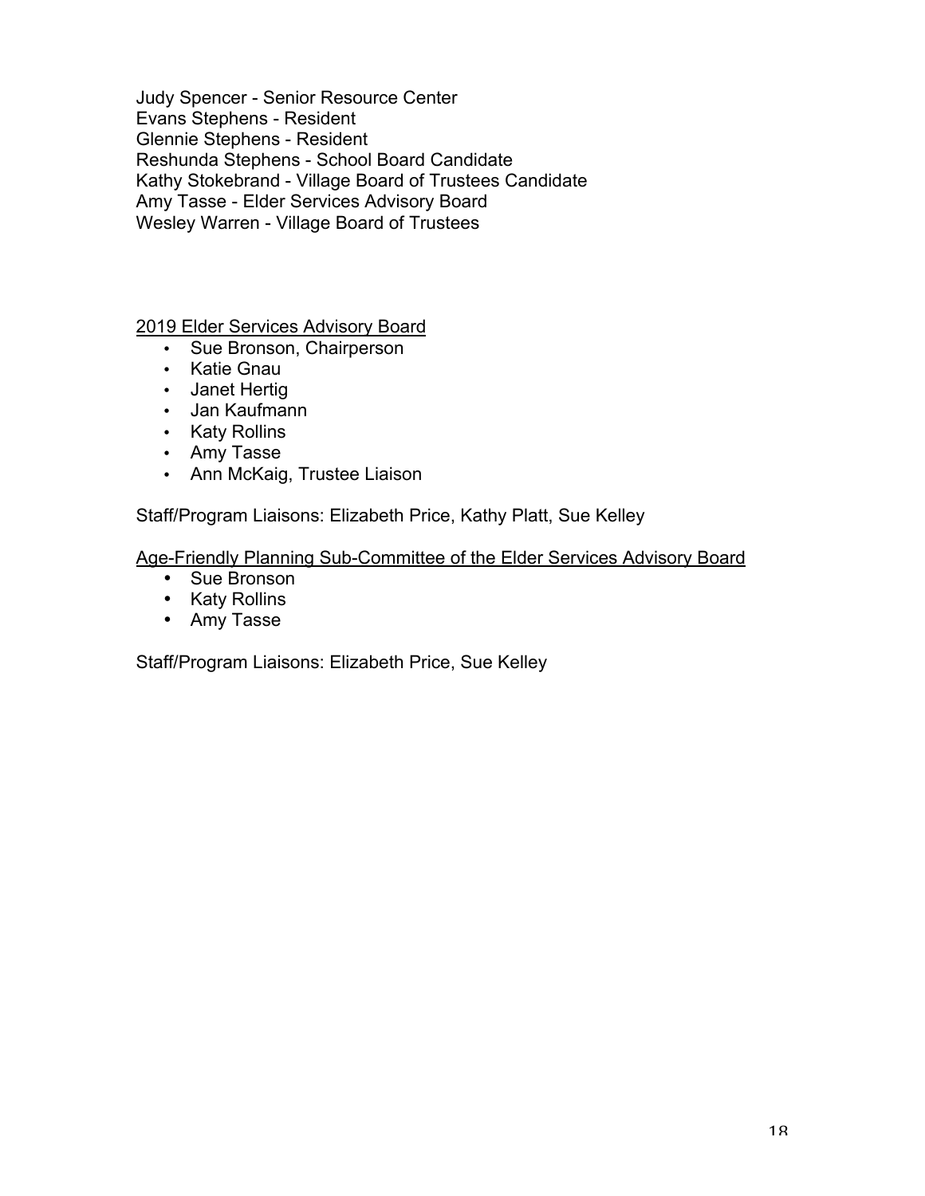Judy Spencer - Senior Resource Center
Evans Stephens - Resident
Glennie Stephens - Resident
Reshunda Stephens - School Board Candidate
Kathy Stokebrand - Village Board of Trustees Candidate
Amy Tasse - Elder Services Advisory Board
Wesley Warren - Village Board of Trustees

2019 Elder Services Advisory Board

- Sue Bronson, Chairperson
- Katie Gnau
- Janet Hertig
- Jan Kaufmann
- Katy Rollins
- Amy Tasse
- Ann McKaig, Trustee Liaison

Staff/Program Liaisons: Elizabeth Price, Kathy Platt, Sue Kelley

Age-Friendly Planning Sub-Committee of the Elder Services Advisory Board

- Sue Bronson
- Katy Rollins
- Amy Tasse

Staff/Program Liaisons: Elizabeth Price, Sue Kelley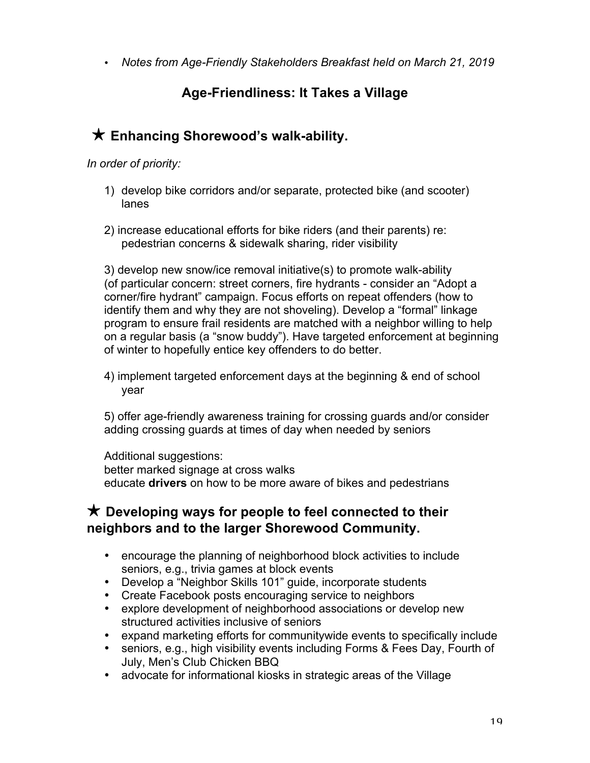- *Notes from Age-Friendly Stakeholders Breakfast held on March 21, 2019*

## Age-Friendliness: It Takes a Village

### ★ Enhancing Shorewood's walk-ability.

*In order of priority:*

1) develop bike corridors and/or separate, protected bike (and scooter) lanes

2) increase educational efforts for bike riders (and their parents) re: pedestrian concerns & sidewalk sharing, rider visibility

3) develop new snow/ice removal initiative(s) to promote walk-ability (of particular concern: street corners, fire hydrants - consider an "Adopt a corner/fire hydrant" campaign. Focus efforts on repeat offenders (how to identify them and why they are not shoveling). Develop a "formal" linkage program to ensure frail residents are matched with a neighbor willing to help on a regular basis (a "snow buddy"). Have targeted enforcement at beginning of winter to hopefully entice key offenders to do better.

4) implement targeted enforcement days at the beginning & end of school year

5) offer age-friendly awareness training for crossing guards and/or consider adding crossing guards at times of day when needed by seniors

Additional suggestions:
better marked signage at cross walks
educate **drivers** on how to be more aware of bikes and pedestrians

### ★ Developing ways for people to feel connected to their neighbors and to the larger Shorewood Community.

- encourage the planning of neighborhood block activities to include seniors, e.g., trivia games at block events
- Develop a "Neighbor Skills 101" guide, incorporate students
- Create Facebook posts encouraging service to neighbors
- explore development of neighborhood associations or develop new structured activities inclusive of seniors
- expand marketing efforts for communitywide events to specifically include
- seniors, e.g., high visibility events including Forms & Fees Day, Fourth of July, Men's Club Chicken BBQ
- advocate for informational kiosks in strategic areas of the Village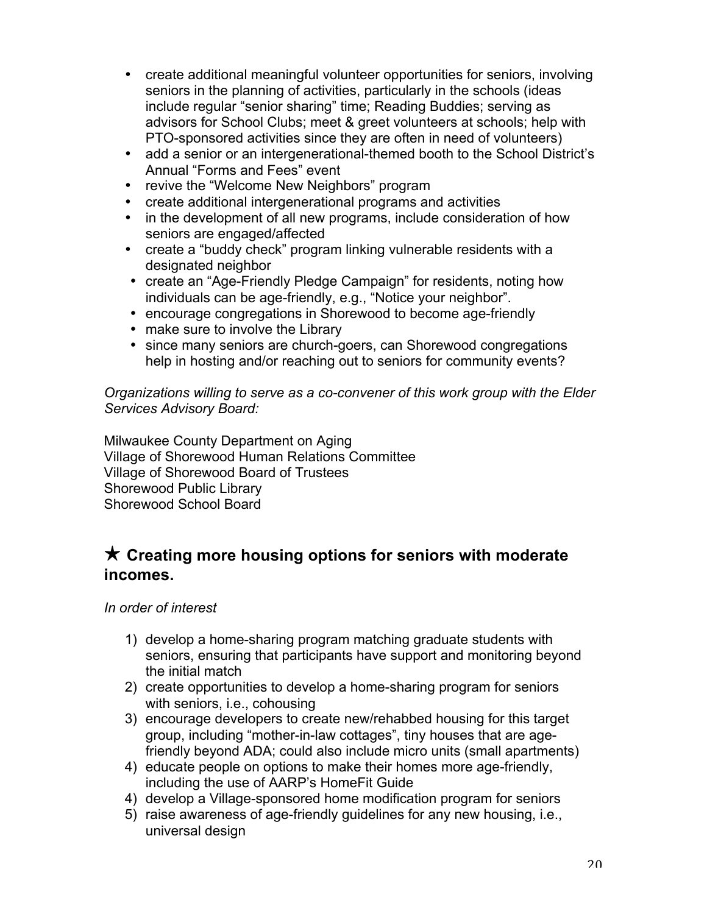- create additional meaningful volunteer opportunities for seniors, involving seniors in the planning of activities, particularly in the schools (ideas include regular "senior sharing" time; Reading Buddies; serving as advisors for School Clubs; meet & greet volunteers at schools; help with PTO-sponsored activities since they are often in need of volunteers)
- add a senior or an intergenerational-themed booth to the School District's Annual "Forms and Fees" event
- revive the "Welcome New Neighbors" program
- create additional intergenerational programs and activities
- in the development of all new programs, include consideration of how seniors are engaged/affected
- create a "buddy check" program linking vulnerable residents with a designated neighbor
- create an "Age-Friendly Pledge Campaign" for residents, noting how individuals can be age-friendly, e.g., "Notice your neighbor".
- encourage congregations in Shorewood to become age-friendly
- make sure to involve the Library
- since many seniors are church-goers, can Shorewood congregations help in hosting and/or reaching out to seniors for community events?

*Organizations willing to serve as a co-convener of this work group with the Elder Services Advisory Board:*

Milwaukee County Department on Aging
Village of Shorewood Human Relations Committee
Village of Shorewood Board of Trustees
Shorewood Public Library
Shorewood School Board

## ★ Creating more housing options for seniors with moderate incomes.

*In order of interest*

1) develop a home-sharing program matching graduate students with seniors, ensuring that participants have support and monitoring beyond the initial match
2) create opportunities to develop a home-sharing program for seniors with seniors, i.e., cohousing
3) encourage developers to create new/rehabbed housing for this target group, including "mother-in-law cottages", tiny houses that are age-friendly beyond ADA; could also include micro units (small apartments)
4) educate people on options to make their homes more age-friendly, including the use of AARP's HomeFit Guide
4) develop a Village-sponsored home modification program for seniors
5) raise awareness of age-friendly guidelines for any new housing, i.e., universal design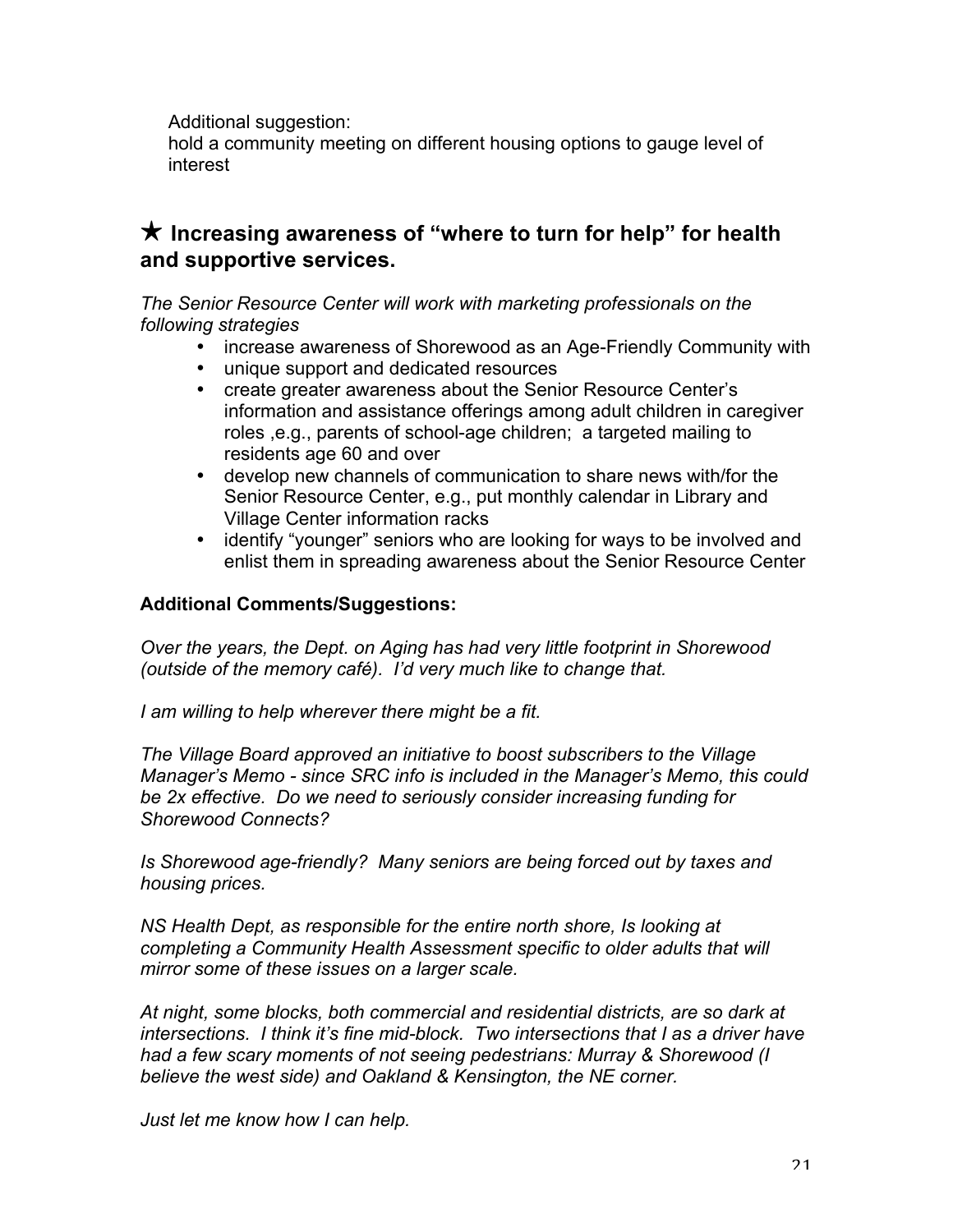Additional suggestion:
hold a community meeting on different housing options to gauge level of interest

## ★ Increasing awareness of "where to turn for help" for health and supportive services.

*The Senior Resource Center will work with marketing professionals on the following strategies*

- increase awareness of Shorewood as an Age-Friendly Community with
- unique support and dedicated resources
- create greater awareness about the Senior Resource Center's information and assistance offerings among adult children in caregiver roles ,e.g., parents of school-age children; a targeted mailing to residents age 60 and over
- develop new channels of communication to share news with/for the Senior Resource Center, e.g., put monthly calendar in Library and Village Center information racks
- identify "younger" seniors who are looking for ways to be involved and enlist them in spreading awareness about the Senior Resource Center

**Additional Comments/Suggestions:**

*Over the years, the Dept. on Aging has had very little footprint in Shorewood (outside of the memory café). I'd very much like to change that.*

*I am willing to help wherever there might be a fit.*

*The Village Board approved an initiative to boost subscribers to the Village Manager's Memo - since SRC info is included in the Manager's Memo, this could be 2x effective. Do we need to seriously consider increasing funding for Shorewood Connects?*

*Is Shorewood age-friendly? Many seniors are being forced out by taxes and housing prices.*

*NS Health Dept, as responsible for the entire north shore, Is looking at completing a Community Health Assessment specific to older adults that will mirror some of these issues on a larger scale.*

*At night, some blocks, both commercial and residential districts, are so dark at intersections. I think it's fine mid-block. Two intersections that I as a driver have had a few scary moments of not seeing pedestrians: Murray & Shorewood (I believe the west side) and Oakland & Kensington, the NE corner.*

*Just let me know how I can help.*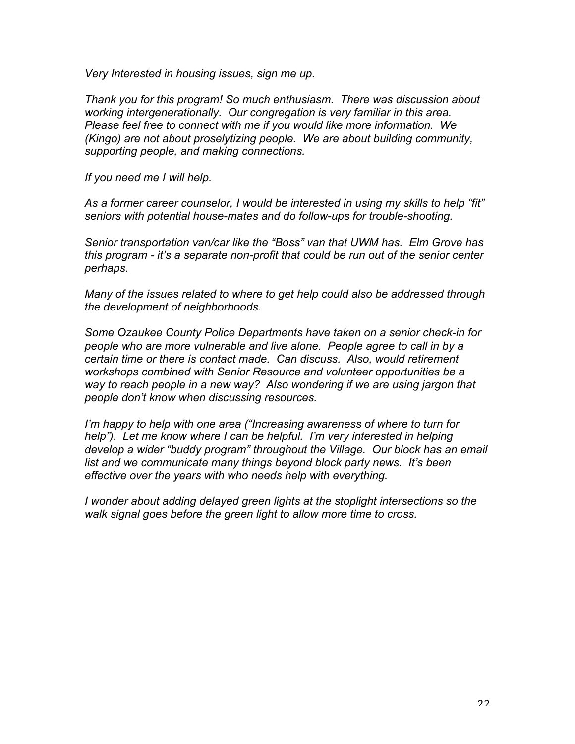*Very Interested in housing issues, sign me up.*

*Thank you for this program! So much enthusiasm. There was discussion about working intergenerationally. Our congregation is very familiar in this area. Please feel free to connect with me if you would like more information. We (Kingo) are not about proselytizing people. We are about building community, supporting people, and making connections.*

*If you need me I will help.*

*As a former career counselor, I would be interested in using my skills to help "fit" seniors with potential house-mates and do follow-ups for trouble-shooting.*

*Senior transportation van/car like the "Boss" van that UWM has. Elm Grove has this program - it's a separate non-profit that could be run out of the senior center perhaps.*

*Many of the issues related to where to get help could also be addressed through the development of neighborhoods.*

*Some Ozaukee County Police Departments have taken on a senior check-in for people who are more vulnerable and live alone. People agree to call in by a certain time or there is contact made. Can discuss. Also, would retirement workshops combined with Senior Resource and volunteer opportunities be a way to reach people in a new way? Also wondering if we are using jargon that people don't know when discussing resources.*

*I'm happy to help with one area ("Increasing awareness of where to turn for help"). Let me know where I can be helpful. I'm very interested in helping develop a wider "buddy program" throughout the Village. Our block has an email list and we communicate many things beyond block party news. It's been effective over the years with who needs help with everything.*

*I wonder about adding delayed green lights at the stoplight intersections so the walk signal goes before the green light to allow more time to cross.*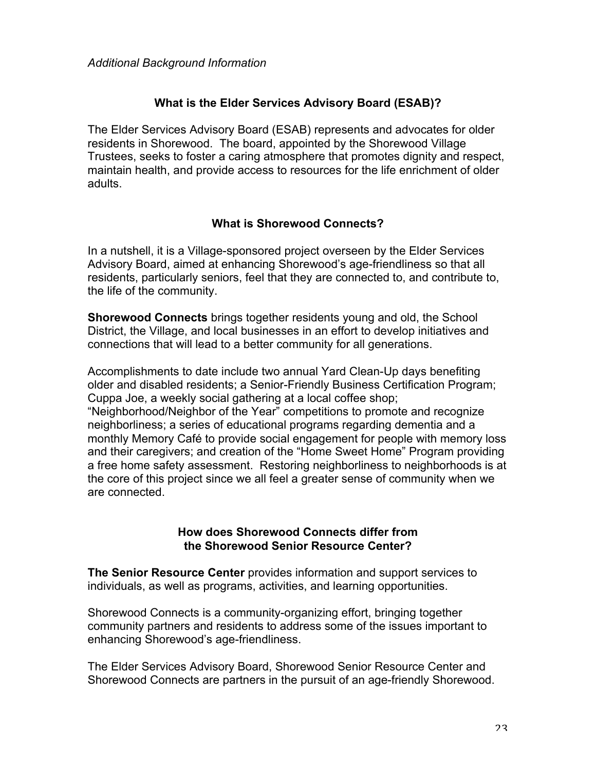*Additional Background Information*

## What is the Elder Services Advisory Board (ESAB)?

The Elder Services Advisory Board (ESAB) represents and advocates for older residents in Shorewood. The board, appointed by the Shorewood Village Trustees, seeks to foster a caring atmosphere that promotes dignity and respect, maintain health, and provide access to resources for the life enrichment of older adults.

## What is Shorewood Connects?

In a nutshell, it is a Village-sponsored project overseen by the Elder Services Advisory Board, aimed at enhancing Shorewood's age-friendliness so that all residents, particularly seniors, feel that they are connected to, and contribute to, the life of the community.

**Shorewood Connects** brings together residents young and old, the School District, the Village, and local businesses in an effort to develop initiatives and connections that will lead to a better community for all generations.

Accomplishments to date include two annual Yard Clean-Up days benefiting older and disabled residents; a Senior-Friendly Business Certification Program; Cuppa Joe, a weekly social gathering at a local coffee shop; "Neighborhood/Neighbor of the Year" competitions to promote and recognize neighborliness; a series of educational programs regarding dementia and a monthly Memory Café to provide social engagement for people with memory loss and their caregivers; and creation of the "Home Sweet Home" Program providing a free home safety assessment. Restoring neighborliness to neighborhoods is at the core of this project since we all feel a greater sense of community when we are connected.

## How does Shorewood Connects differ from the Shorewood Senior Resource Center?

**The Senior Resource Center** provides information and support services to individuals, as well as programs, activities, and learning opportunities.

Shorewood Connects is a community-organizing effort, bringing together community partners and residents to address some of the issues important to enhancing Shorewood's age-friendliness.

The Elder Services Advisory Board, Shorewood Senior Resource Center and Shorewood Connects are partners in the pursuit of an age-friendly Shorewood.